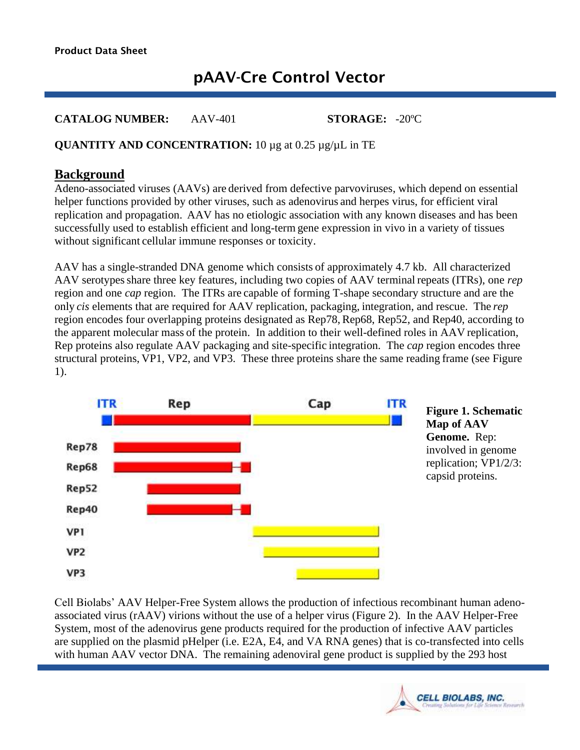Product Data Sheet

# pAAV-Cre Control Vector

**CATALOG NUMBER:** AAV-401 **STORAGE:** -20ºC

**QUANTITY AND CONCENTRATION:** 10 µg at 0.25 µg/µL in TE

## Background

Adeno-associated viruses (AAVs) are derived from defective parvoviruses, which depend on essential helper functions provided by other viruses, such as adenovirus and herpes virus, for efficient viral replication and propagation. AAV has no etiologic association with any known diseases and has been successfully used to establish efficient and long-term gene expression in vivo in a variety of tissues without significant cellular immune responses or toxicity.

AAV has a single-stranded DNA genome which consists of approximately 4.7 kb. All characterized AAV serotypes share three key features, including two copies of AAV terminal repeats (ITRs), one *rep* region and one *cap* region. The ITRs are capable of forming T-shape secondary structure and are the only *cis* elements that are required for AAV replication, packaging, integration, and rescue. The *rep* region encodes four overlapping proteins designated as Rep78, Rep68, Rep52, and Rep40, according to the apparent molecular mass of the protein. In addition to their well-defined roles in AAV replication, Rep proteins also regulate AAV packaging and site-specific integration. The *cap* region encodes three structural proteins, VP1, VP2, and VP3. These three proteins share the same reading frame (see Figure 1).

**Figure 1. Schematic Map of AAV Genome.** Rep: involved in genome replication; VP1/2/3: capsid proteins.

Cell Biolabs' AAV Helper-Free System allows the production of infectious recombinant human adeno-associated virus (rAAV) virions without the use of a helper virus (Figure 2). In the AAV Helper-Free System, most of the adenovirus gene products required for the production of infective AAV particles are supplied on the plasmid pHelper (i.e. E2A, E4, and VA RNA genes) that is co-transfected into cells with human AAV vector DNA. The remaining adenoviral gene product is supplied by the 293 host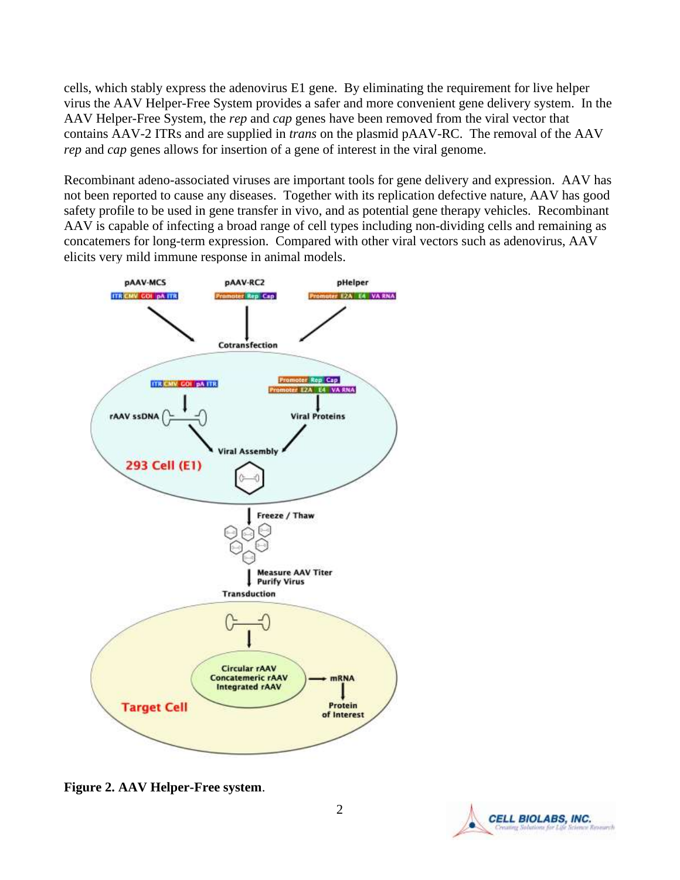cells, which stably express the adenovirus E1 gene. By eliminating the requirement for live helper virus the AAV Helper-Free System provides a safer and more convenient gene delivery system. In the AAV Helper-Free System, the *rep* and *cap* genes have been removed from the viral vector that contains AAV-2 ITRs and are supplied in *trans* on the plasmid pAAV-RC. The removal of the AAV *rep* and *cap* genes allows for insertion of a gene of interest in the viral genome.

Recombinant adeno-associated viruses are important tools for gene delivery and expression. AAV has not been reported to cause any diseases. Together with its replication defective nature, AAV has good safety profile to be used in gene transfer in vivo, and as potential gene therapy vehicles. Recombinant AAV is capable of infecting a broad range of cell types including non-dividing cells and remaining as concatemers for long-term expression. Compared with other viral vectors such as adenovirus, AAV elicits very mild immune response in animal models.

**Figure 2. AAV Helper-Free system**.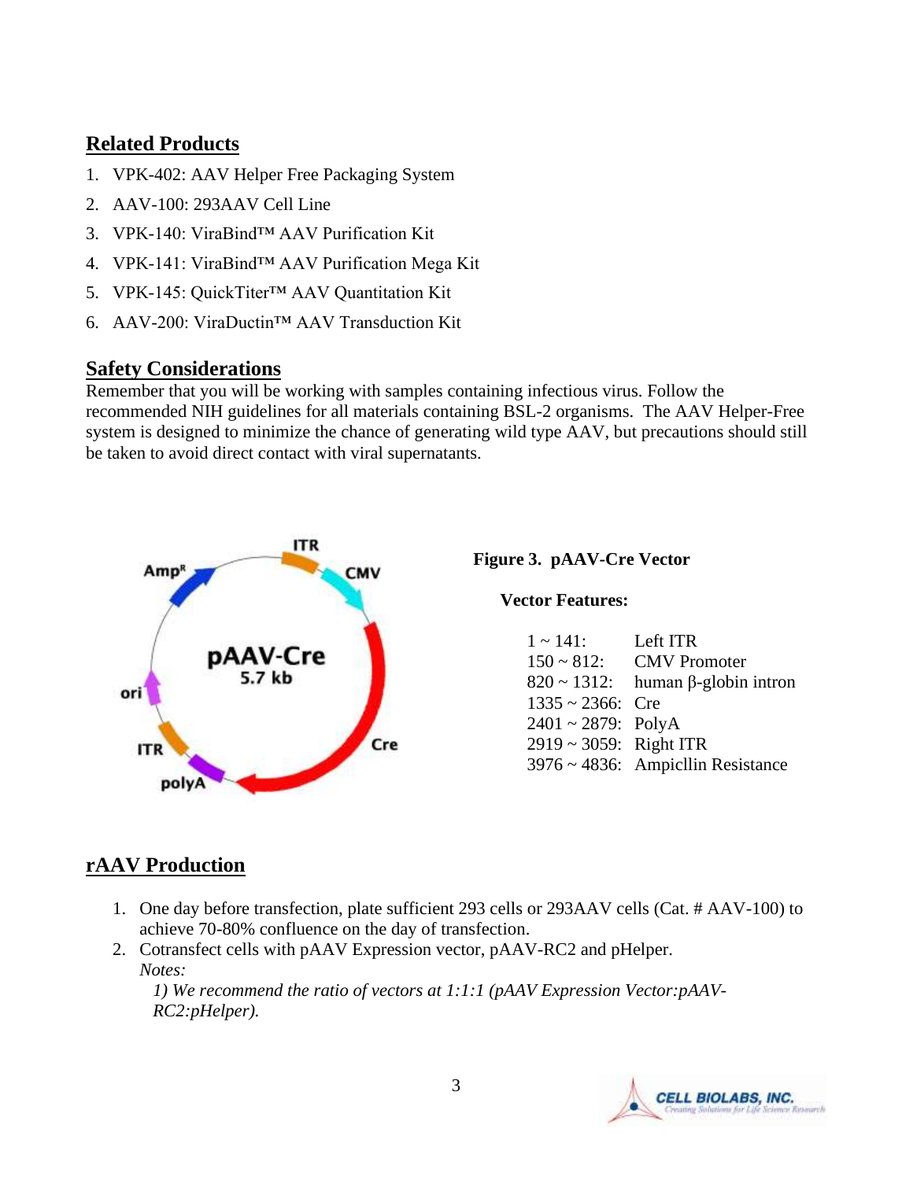## Related Products

1. VPK-402: AAV Helper Free Packaging System
2. AAV-100: 293AAV Cell Line
3. VPK-140: ViraBind™ AAV Purification Kit
4. VPK-141: ViraBind™ AAV Purification Mega Kit
5. VPK-145: QuickTiter™ AAV Quantitation Kit
6. AAV-200: ViraDuctin™ AAV Transduction Kit

## Safety Considerations

Remember that you will be working with samples containing infectious virus. Follow the recommended NIH guidelines for all materials containing BSL-2 organisms. The AAV Helper-Free system is designed to minimize the chance of generating wild type AAV, but precautions should still be taken to avoid direct contact with viral supernatants.

**Figure 3. pAAV-Cre Vector**

**Vector Features:**

| | |
|---|---|
| 1 ~ 141: | Left ITR |
| 150 ~ 812: | CMV Promoter |
| 820 ~ 1312: | human β-globin intron |
| 1335 ~ 2366: | Cre |
| 2401 ~ 2879: | PolyA |
| 2919 ~ 3059: | Right ITR |
| 3976 ~ 4836: | Ampicllin Resistance |

## rAAV Production

1. One day before transfection, plate sufficient 293 cells or 293AAV cells (Cat. # AAV-100) to achieve 70-80% confluence on the day of transfection.
2. Cotransfect cells with pAAV Expression vector, pAAV-RC2 and pHelper.
   *Notes:*
   *1) We recommend the ratio of vectors at 1:1:1 (pAAV Expression Vector:pAAV-RC2:pHelper).*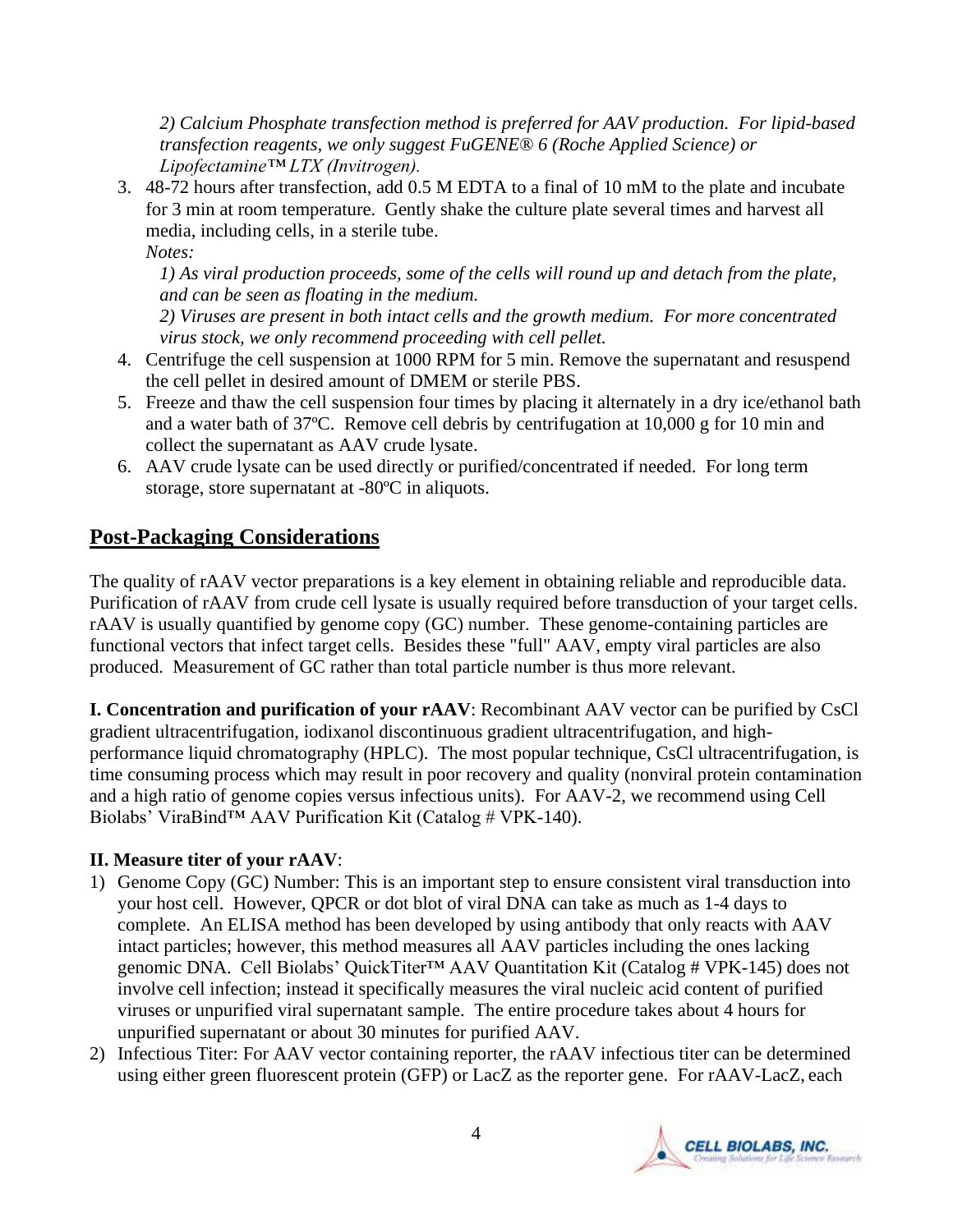*2) Calcium Phosphate transfection method is preferred for AAV production. For lipid-based transfection reagents, we only suggest FuGENE® 6 (Roche Applied Science) or Lipofectamine™ LTX (Invitrogen).*

3. 48-72 hours after transfection, add 0.5 M EDTA to a final of 10 mM to the plate and incubate for 3 min at room temperature. Gently shake the culture plate several times and harvest all media, including cells, in a sterile tube.
   *Notes:*
   *1) As viral production proceeds, some of the cells will round up and detach from the plate, and can be seen as floating in the medium.*
   *2) Viruses are present in both intact cells and the growth medium. For more concentrated virus stock, we only recommend proceeding with cell pellet.*
4. Centrifuge the cell suspension at 1000 RPM for 5 min. Remove the supernatant and resuspend the cell pellet in desired amount of DMEM or sterile PBS.
5. Freeze and thaw the cell suspension four times by placing it alternately in a dry ice/ethanol bath and a water bath of 37ºC. Remove cell debris by centrifugation at 10,000 g for 10 min and collect the supernatant as AAV crude lysate.
6. AAV crude lysate can be used directly or purified/concentrated if needed. For long term storage, store supernatant at -80ºC in aliquots.

## Post-Packaging Considerations

The quality of rAAV vector preparations is a key element in obtaining reliable and reproducible data. Purification of rAAV from crude cell lysate is usually required before transduction of your target cells. rAAV is usually quantified by genome copy (GC) number. These genome-containing particles are functional vectors that infect target cells. Besides these "full" AAV, empty viral particles are also produced. Measurement of GC rather than total particle number is thus more relevant.

**I. Concentration and purification of your rAAV**: Recombinant AAV vector can be purified by CsCl gradient ultracentrifugation, iodixanol discontinuous gradient ultracentrifugation, and high-performance liquid chromatography (HPLC). The most popular technique, CsCl ultracentrifugation, is time consuming process which may result in poor recovery and quality (nonviral protein contamination and a high ratio of genome copies versus infectious units). For AAV-2, we recommend using Cell Biolabs' ViraBind™ AAV Purification Kit (Catalog # VPK-140).

**II. Measure titer of your rAAV**:

1) Genome Copy (GC) Number: This is an important step to ensure consistent viral transduction into your host cell. However, QPCR or dot blot of viral DNA can take as much as 1-4 days to complete. An ELISA method has been developed by using antibody that only reacts with AAV intact particles; however, this method measures all AAV particles including the ones lacking genomic DNA. Cell Biolabs' QuickTiter™ AAV Quantitation Kit (Catalog # VPK-145) does not involve cell infection; instead it specifically measures the viral nucleic acid content of purified viruses or unpurified viral supernatant sample. The entire procedure takes about 4 hours for unpurified supernatant or about 30 minutes for purified AAV.
2) Infectious Titer: For AAV vector containing reporter, the rAAV infectious titer can be determined using either green fluorescent protein (GFP) or LacZ as the reporter gene. For rAAV-LacZ, each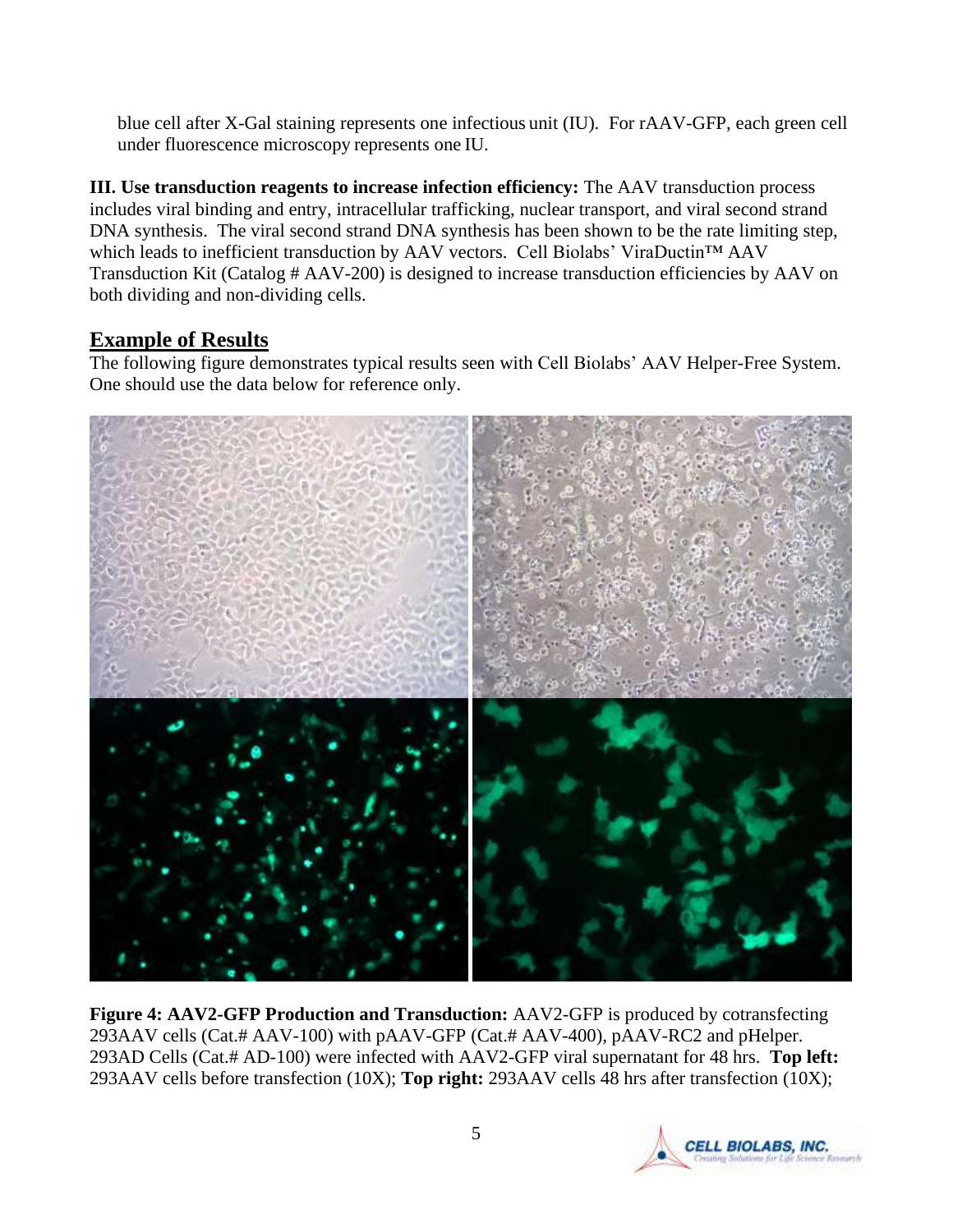blue cell after X-Gal staining represents one infectious unit (IU). For rAAV-GFP, each green cell under fluorescence microscopy represents one IU.

**III. Use transduction reagents to increase infection efficiency:** The AAV transduction process includes viral binding and entry, intracellular trafficking, nuclear transport, and viral second strand DNA synthesis. The viral second strand DNA synthesis has been shown to be the rate limiting step, which leads to inefficient transduction by AAV vectors. Cell Biolabs' ViraDuctin™ AAV Transduction Kit (Catalog # AAV-200) is designed to increase transduction efficiencies by AAV on both dividing and non-dividing cells.

## Example of Results

The following figure demonstrates typical results seen with Cell Biolabs' AAV Helper-Free System. One should use the data below for reference only.

**Figure 4: AAV2-GFP Production and Transduction:** AAV2-GFP is produced by cotransfecting 293AAV cells (Cat.# AAV-100) with pAAV-GFP (Cat.# AAV-400), pAAV-RC2 and pHelper. 293AD Cells (Cat.# AD-100) were infected with AAV2-GFP viral supernatant for 48 hrs. **Top left:** 293AAV cells before transfection (10X); **Top right:** 293AAV cells 48 hrs after transfection (10X);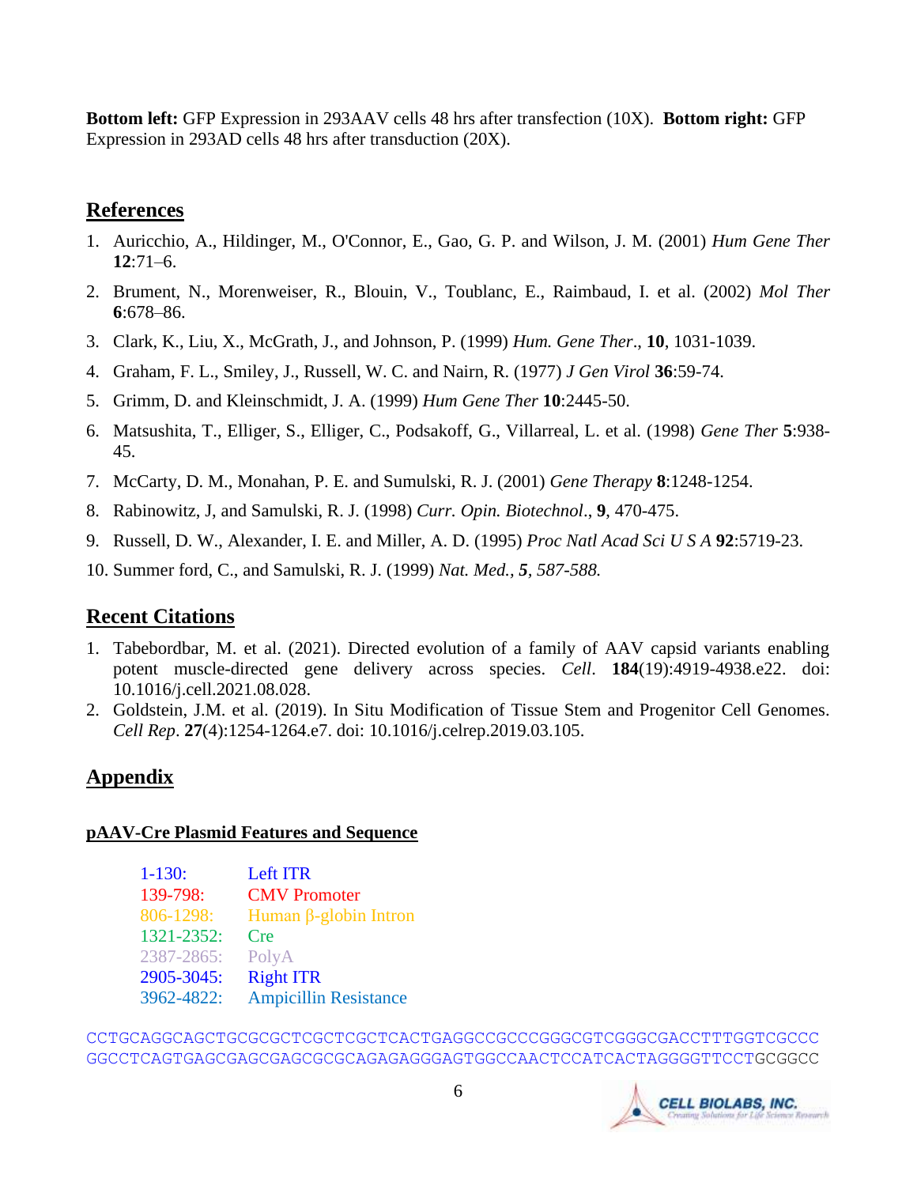**Bottom left:** GFP Expression in 293AAV cells 48 hrs after transfection (10X). **Bottom right:** GFP Expression in 293AD cells 48 hrs after transduction (20X).

## References

1. Auricchio, A., Hildinger, M., O'Connor, E., Gao, G. P. and Wilson, J. M. (2001) *Hum Gene Ther* **12**:71–6.
2. Brument, N., Morenweiser, R., Blouin, V., Toublanc, E., Raimbaud, I. et al. (2002) *Mol Ther* **6**:678–86.
3. Clark, K., Liu, X., McGrath, J., and Johnson, P. (1999) *Hum. Gene Ther*., **10**, 1031-1039.
4. Graham, F. L., Smiley, J., Russell, W. C. and Nairn, R. (1977) *J Gen Virol* **36**:59-74.
5. Grimm, D. and Kleinschmidt, J. A. (1999) *Hum Gene Ther* **10**:2445-50.
6. Matsushita, T., Elliger, S., Elliger, C., Podsakoff, G., Villarreal, L. et al. (1998) *Gene Ther* **5**:938-45.
7. McCarty, D. M., Monahan, P. E. and Sumulski, R. J. (2001) *Gene Therapy* **8**:1248-1254.
8. Rabinowitz, J, and Samulski, R. J. (1998) *Curr. Opin. Biotechnol*., **9**, 470-475.
9. Russell, D. W., Alexander, I. E. and Miller, A. D. (1995) *Proc Natl Acad Sci U S A* **92**:5719-23.
10. Summer ford, C., and Samulski, R. J. (1999) *Nat. Med., **5**, 587-588.*

## Recent Citations

1. Tabebordbar, M. et al. (2021). Directed evolution of a family of AAV capsid variants enabling potent muscle-directed gene delivery across species. *Cell*. **184**(19):4919-4938.e22. doi: 10.1016/j.cell.2021.08.028.
2. Goldstein, J.M. et al. (2019). In Situ Modification of Tissue Stem and Progenitor Cell Genomes. *Cell Rep*. **27**(4):1254-1264.e7. doi: 10.1016/j.celrep.2019.03.105.

## Appendix

### pAAV-Cre Plasmid Features and Sequence

| | |
|---|---|
| 1-130: | Left ITR |
| 139-798: | CMV Promoter |
| 806-1298: | Human β-globin Intron |
| 1321-2352: | Cre |
| 2387-2865: | PolyA |
| 2905-3045: | Right ITR |
| 3962-4822: | Ampicillin Resistance |

```
CCTGCAGGCAGCTGCGCGCTCGCTCGCTCACTGAGGCCGCCCGGGCGTCGGGCGACCTTTGGTCGCCC
GGCCTCAGTGAGCGAGCGAGCGCGCAGAGAGGGAGTGGCCAACTCCATCACTAGGGGTTCCTGCGGCC
```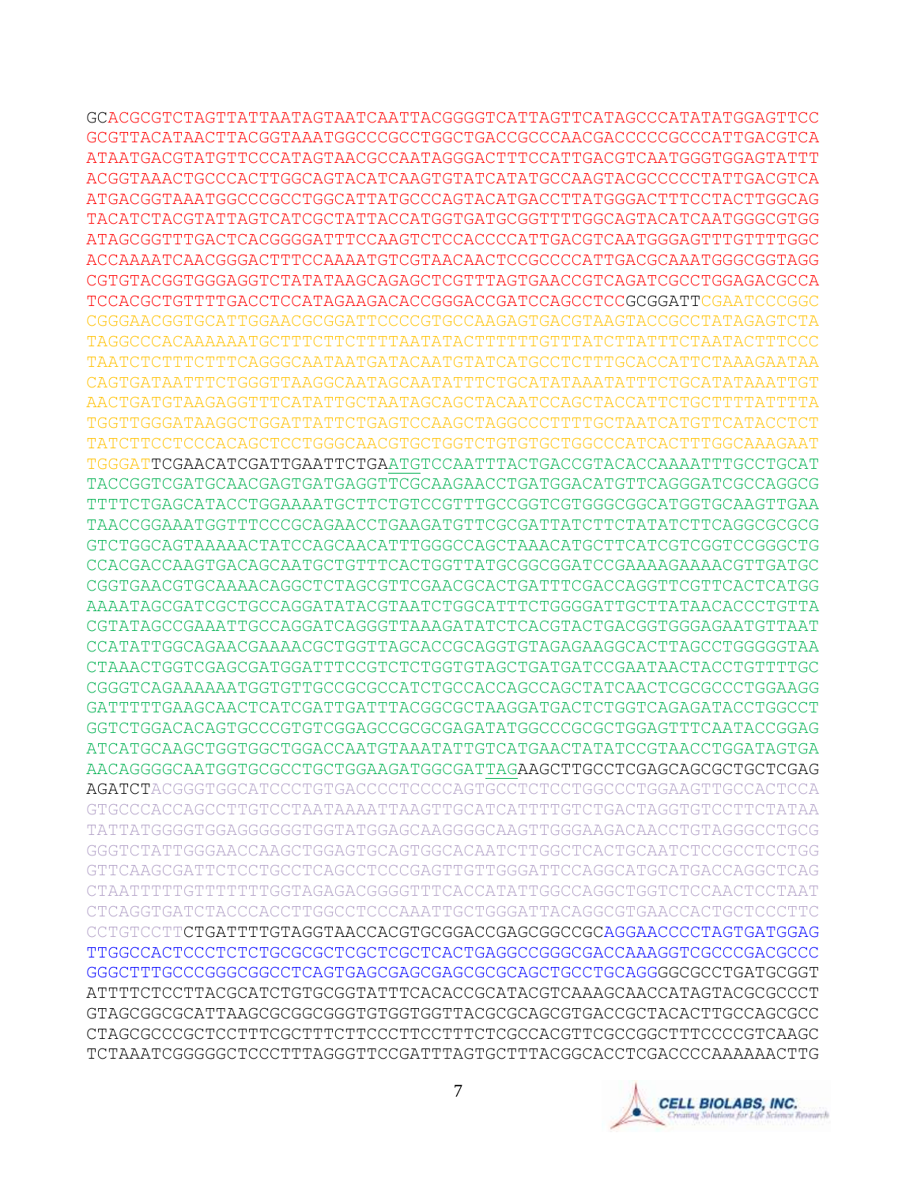```
GCACGCGTCTAGTTATTAATAGTAATCAATTACGGGGTCATTAGTTCATAGCCCATATATGGAGTTCC
GCGTTACATAACTTACGGTAAATGGCCCGCCTGGCTGACCGCCCAACGACCCCCGCCCATTGACGTCA
ATAATGACGTATGTTCCCATAGTAACGCCAATAGGGACTTTCCATTGACGTCAATGGGTGGAGTATTT
ACGGTAAACTGCCCACTTGGCAGTACATCAAGTGTATCATATGCCAAGTACGCCCCCTATTGACGTCA
ATGACGGTAAATGGCCCGCCTGGCATTATGCCCAGTACATGACCTTATGGGACTTTCCTACTTGGCAG
TACATCTACGTATTAGTCATCGCTATTACCATGGTGATGCGGTTTTGGCAGTACATCAATGGGCGTGG
ATAGCGGTTTGACTCACGGGGATTTCCAAGTCTCCACCCCATTGACGTCAATGGGAGTTTGTTTTGGC
ACCAAAATCAACGGGACTTTCCAAAATGTCGTAACAACTCCGCCCCATTGACGCAAATGGGCGGTAGG
CGTGTACGGTGGGAGGTCTATATAAGCAGAGCTCGTTTAGTGAACCGTCAGATCGCCTGGAGACGCCA
TCCACGCTGTTTTGACCTCCATAGAAGACACCGGGACCGATCCAGCCTCCGCGGATTCGAATCCCGGC
CGGGAACGGTGCATTGGAACGCGGATTCCCCGTGCCAAGAGTGACGTAAGTACCGCCTATAGAGTCTA
TAGGCCCACAAAAAATGCTTTCTTCTTTTAATATACTTTTTTGTTTATCTTATTTCTAATACTTTCCC
TAATCTCTTTCTTTCAGGGCAATAATGATACAATGTATCATGCCTCTTTGCACCATTCTAAAGAATAA
CAGTGATAATTTCTGGGTTAAGGCAATAGCAATATTTCTGCATATAAATATTTCTGCATATAAATTGT
AACTGATGTAAGAGGTTTCATATTGCTAATAGCAGCTACAATCCAGCTACCATTCTGCTTTTATTTTA
TGGTTGGGATAAGGCTGGATTATTCTGAGTCCAAGCTAGGCCCTTTTGCTAATCATGTTCATACCTCT
TATCTTCCTCCCACAGCTCCTGGGCAACGTGCTGGTCTGTGTGCTGGCCCATCACTTTGGCAAAGAAT
TGGGATTCGAACATCGATTGAATTCTGAATGTCCAATTTACTGACCGTACACCAAAATTTGCCTGCAT
TACCGGTCGATGCAACGAGTGATGAGGTTCGCAAGAACCTGATGGACATGTTCAGGGATCGCCAGGCG
TTTTCTGAGCATACCTGGAAAATGCTTCTGTCCGTTTGCCGGTCGTGGGCGGCATGGTGCAAGTTGAA
TAACCGGAAATGGTTTCCCGCAGAACCTGAAGATGTTCGCGATTATCTTCTATATCTTCAGGCGCGCG
GTCTGGCAGTAAAAACTATCCAGCAACATTTGGGCCAGCTAAACATGCTTCATCGTCGGTCCGGGCTG
CCACGACCAAGTGACAGCAATGCTGTTTCACTGGTTATGCGGCGGATCCGAAAAGAAAACGTTGATGC
CGGTGAACGTGCAAAACAGGCTCTAGCGTTCGAACGCACTGATTTCGACCAGGTTCGTTCACTCATGG
AAAATAGCGATCGCTGCCAGGATATACGTAATCTGGCATTTCTGGGGATTGCTTATAACACCCTGTTA
CGTATAGCCGAAATTGCCAGGATCAGGGTTAAAGATATCTCACGTACTGACGGTGGGAGAATGTTAAT
CCATATTGGCAGAACGAAAACGCTGGTTAGCACCGCAGGTGTAGAGAAGGCACTTAGCCTGGGGGTAA
CTAAACTGGTCGAGCGATGGATTTCCGTCTCTGGTGTAGCTGATGATCCGAATAACTACCTGTTTTGC
CGGGTCAGAAAAAATGGTGTTGCCGCGCCATCTGCCACCAGCCAGCTATCAACTCGCGCCCTGGAAGG
GATTTTTGAAGCAACTCATCGATTGATTTACGGCGCTAAGGATGACTCTGGTCAGAGATACCTGGCCT
GGTCTGGACACAGTGCCCGTGTCGGAGCCGCGCGAGATATGGCCCGCGCTGGAGTTTCAATACCGGAG
ATCATGCAAGCTGGTGGCTGGACCAATGTAAATATTGTCATGAACTATATCCGTAACCTGGATAGTGA
AACAGGGGCAATGGTGCGCCTGCTGGAAGATGGCGATTAGAAGCTTGCCTCGAGCAGCGCTGCTCGAG
AGATCTACGGGTGGCATCCCTGTGACCCCTCCCCAGTGCCTCTCCTGGCCCTGGAAGTTGCCACTCCA
GTGCCCACCAGCCTTGTCCTAATAAAATTAAGTTGCATCATTTTGTCTGACTAGGTGTCCTTCTATAA
TATTATGGGGTGGAGGGGGGTGGTATGGAGCAAGGGGCAAGTTGGGAAGACAACCTGTAGGGCCTGCG
GGGTCTATTGGGAACCAAGCTGGAGTGCAGTGGCACAATCTTGGCTCACTGCAATCTCCGCCTCCTGG
GTTCAAGCGATTCTCCTGCCTCAGCCTCCCGAGTTGTTGGGATTCCAGGCATGCATGACCAGGCTCAG
CTAATTTTTGTTTTTTTGGTAGAGACGGGGTTTCACCATATTGGCCAGGCTGGTCTCCAACTCCTAAT
CTCAGGTGATCTACCCACCTTGGCCTCCCAAATTGCTGGGATTACAGGCGTGAACCACTGCTCCCTTC
CCTGTCCTTCTGATTTTGTAGGTAACCACGTGCGGACCGAGCGGCCGCAGGAACCCCTAGTGATGGAG
TTGGCCACTCCCTCTCTGCGCGCTCGCTCGCTCACTGAGGCCGGGCGACCAAAGGTCGCCCGACGCCC
GGGCTTTGCCCGGGCGGCCTCAGTGAGCGAGCGAGCGCGCAGCTGCCTGCAGGGGCGCCTGATGCGGT
ATTTTCTCCTTACGCATCTGTGCGGTATTTCACACCGCATACGTCAAAGCAACCATAGTACGCGCCCT
GTAGCGGCGCATTAAGCGCGGCGGGTGTGGTGGTTACGCGCAGCGTGACCGCTACACTTGCCAGCGCC
CTAGCGCCCGCTCCTTTCGCTTTCTTCCCTTCCTTTCTCGCCACGTTCGCCGGCTTTCCCCGTCAAGC
TCTAAATCGGGGGCTCCCTTTAGGGTTCCGATTTAGTGCTTTACGGCACCTCGACCCCAAAAAACTTG
```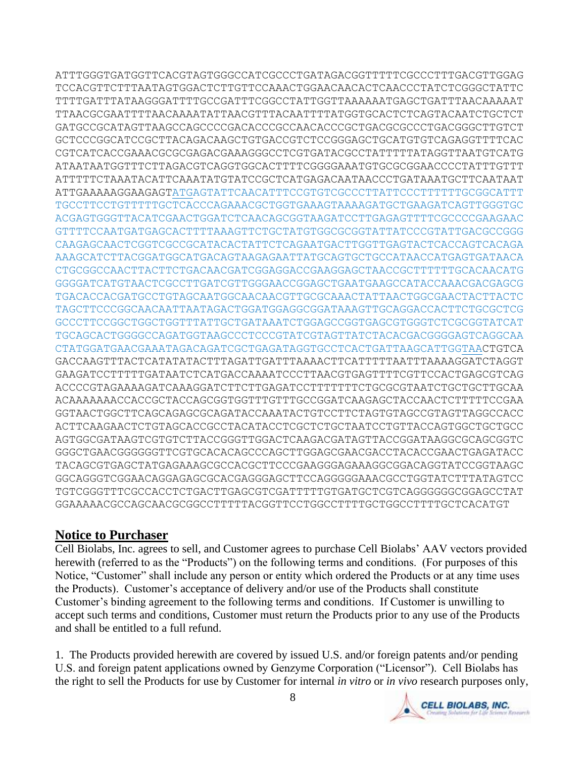```
ATTTGGGTGATGGTTCACGTAGTGGGCCATCGCCCTGATAGACGGTTTTTCGCCCTTTGACGTTGGAG
TCCACGTTCTTTAATAGTGGACTCTTGTTCCAAACTGGAACAACACTCAACCCTATCTCGGGCTATTC
TTTTGATTTATAAGGGATTTTGCCGATTTCGGCCTATTGGTTAAAAAATGAGCTGATTTAACAAAAAT
TTAACGCGAATTTTAACAAAATATTAACGTTTACAATTTTATGGTGCACTCTCAGTACAATCTGCTCT
GATGCCGCATAGTTAAGCCAGCCCCGACACCCGCCAACACCCGCTGACGCGCCCTGACGGGCTTGTCT
GCTCCCGGCATCCGCTTACAGACAAGCTGTGACCGTCTCCGGGAGCTGCATGTGTCAGAGGTTTTCAC
CGTCATCACCGAAACGCGCGAGACGAAAGGGCCTCGTGATACGCCTATTTTTATAGGTTAATGTCATG
ATAATAATGGTTTCTTAGACGTCAGGTGGCACTTTTCGGGGAAATGTGCGCGGAACCCCTATTTGTTT
ATTTTTCTAAATACATTCAAATATGTATCCGCTCATGAGACAATAACCCTGATAAATGCTTCAATAAT
ATTGAAAAAGGAAGAGTATGAGTATTCAACATTTCCGTGTCGCCCTTATTCCCTTTTTTGCGGCATTT
TGCCTTCCTGTTTTTGCTCACCCAGAAACGCTGGTGAAAGTAAAAGATGCTGAAGATCAGTTGGGTGC
ACGAGTGGGTTACATCGAACTGGATCTCAACAGCGGTAAGATCCTTGAGAGTTTTCGCCCCGAAGAAC
GTTTTCCAATGATGAGCACTTTTAAAGTTCTGCTATGTGGCGCGGTATTATCCCGTATTGACGCCGGG
CAAGAGCAACTCGGTCGCCGCATACACTATTCTCAGAATGACTTGGTTGAGTACTCACCAGTCACAGA
AAAGCATCTTACGGATGGCATGACAGTAAGAGAATTATGCAGTGCTGCCATAACCATGAGTGATAACA
CTGCGGCCAACTTACTTCTGACAACGATCGGAGGACCGAAGGAGCTAACCGCTTTTTTGCACAACATG
GGGGATCATGTAACTCGCCTTGATCGTTGGGAACCGGAGCTGAATGAAGCCATACCAAACGACGAGCG
TGACACCACGATGCCTGTAGCAATGGCAACAACGTTGCGCAAACTATTAACTGGCGAACTACTTACTC
TAGCTTCCCGGCAACAATTAATAGACTGGATGGAGGCGGATAAAGTTGCAGGACCACTTCTGCGCTCG
GCCCTTCCGGCTGGCTGGTTTATTGCTGATAAATCTGGAGCCGGTGAGCGTGGGTCTCGCGGTATCAT
TGCAGCACTGGGGCCAGATGGTAAGCCCTCCCGTATCGTAGTTATCTACACGACGGGGAGTCAGGCAA
CTATGGATGAACGAAATAGACAGATCGCTGAGATAGGTGCCTCACTGATTAAGCATTGGTAACTGTCA
GACCAAGTTTACTCATATATACTTTAGATTGATTTAAAACTTCATTTTTAATTTAAAAGGATCTAGGT
GAAGATCCTTTTTGATAATCTCATGACCAAAATCCCTTAACGTGAGTTTTCGTTCCACTGAGCGTCAG
ACCCCGTAGAAAAGATCAAAGGATCTTCTTGAGATCCTTTTTTTCTGCGCGTAATCTGCTGCTTGCAA
ACAAAAAAACCACCGCTACCAGCGGTGGTTTGTTTGCCGGATCAAGAGCTACCAACTCTTTTTCCGAA
GGTAACTGGCTTCAGCAGAGCGCAGATACCAAATACTGTCCTTCTAGTGTAGCCGTAGTTAGGCCACC
ACTTCAAGAACTCTGTAGCACCGCCTACATACCTCGCTCTGCTAATCCTGTTACCAGTGGCTGCTGCC
AGTGGCGATAAGTCGTGTCTTACCGGGTTGGACTCAAGACGATAGTTACCGGATAAGGCGCAGCGGTC
GGGCTGAACGGGGGGTTCGTGCACACAGCCCAGCTTGGAGCGAACGACCTACACCGAACTGAGATACC
TACAGCGTGAGCTATGAGAAAGCGCCACGCTTCCCGAAGGGAGAAAGGCGGACAGGTATCCGGTAAGC
GGCAGGGTCGGAACAGGAGAGCGCACGAGGGAGCTTCCAGGGGGAAACGCCTGGTATCTTTATAGTCC
TGTCGGGTTTCGCCACCTCTGACTTGAGCGTCGATTTTTGTGATGCTCGTCAGGGGGGCGGAGCCTAT
GGAAAAACGCCAGCAACGCGGCCTTTTTACGGTTCCTGGCCTTTTGCTGGCCTTTTGCTCACATGT
```

## Notice to Purchaser

Cell Biolabs, Inc. agrees to sell, and Customer agrees to purchase Cell Biolabs' AAV vectors provided herewith (referred to as the "Products") on the following terms and conditions. (For purposes of this Notice, "Customer" shall include any person or entity which ordered the Products or at any time uses the Products). Customer's acceptance of delivery and/or use of the Products shall constitute Customer's binding agreement to the following terms and conditions. If Customer is unwilling to accept such terms and conditions, Customer must return the Products prior to any use of the Products and shall be entitled to a full refund.

1. The Products provided herewith are covered by issued U.S. and/or foreign patents and/or pending U.S. and foreign patent applications owned by Genzyme Corporation ("Licensor"). Cell Biolabs has the right to sell the Products for use by Customer for internal *in vitro* or *in vivo* research purposes only,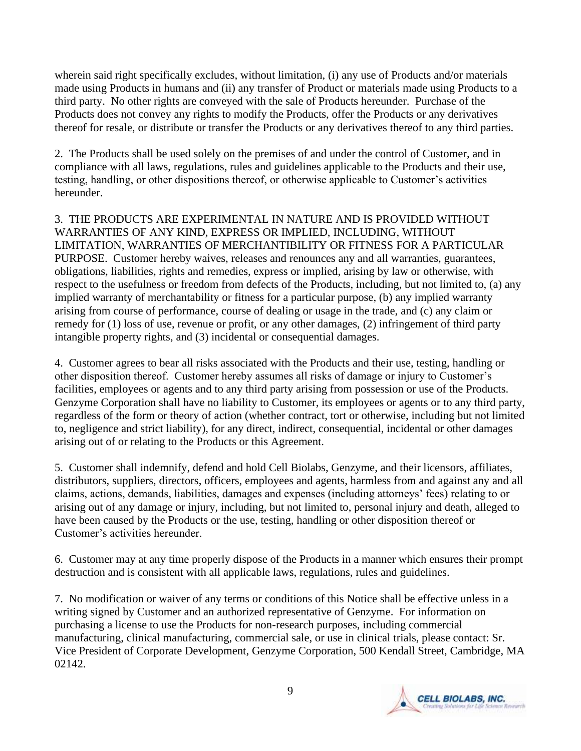wherein said right specifically excludes, without limitation, (i) any use of Products and/or materials made using Products in humans and (ii) any transfer of Product or materials made using Products to a third party. No other rights are conveyed with the sale of Products hereunder. Purchase of the Products does not convey any rights to modify the Products, offer the Products or any derivatives thereof for resale, or distribute or transfer the Products or any derivatives thereof to any third parties.

2. The Products shall be used solely on the premises of and under the control of Customer, and in compliance with all laws, regulations, rules and guidelines applicable to the Products and their use, testing, handling, or other dispositions thereof, or otherwise applicable to Customer's activities hereunder.

3. THE PRODUCTS ARE EXPERIMENTAL IN NATURE AND IS PROVIDED WITHOUT WARRANTIES OF ANY KIND, EXPRESS OR IMPLIED, INCLUDING, WITHOUT LIMITATION, WARRANTIES OF MERCHANTIBILITY OR FITNESS FOR A PARTICULAR PURPOSE. Customer hereby waives, releases and renounces any and all warranties, guarantees, obligations, liabilities, rights and remedies, express or implied, arising by law or otherwise, with respect to the usefulness or freedom from defects of the Products, including, but not limited to, (a) any implied warranty of merchantability or fitness for a particular purpose, (b) any implied warranty arising from course of performance, course of dealing or usage in the trade, and (c) any claim or remedy for (1) loss of use, revenue or profit, or any other damages, (2) infringement of third party intangible property rights, and (3) incidental or consequential damages.

4. Customer agrees to bear all risks associated with the Products and their use, testing, handling or other disposition thereof. Customer hereby assumes all risks of damage or injury to Customer's facilities, employees or agents and to any third party arising from possession or use of the Products. Genzyme Corporation shall have no liability to Customer, its employees or agents or to any third party, regardless of the form or theory of action (whether contract, tort or otherwise, including but not limited to, negligence and strict liability), for any direct, indirect, consequential, incidental or other damages arising out of or relating to the Products or this Agreement.

5. Customer shall indemnify, defend and hold Cell Biolabs, Genzyme, and their licensors, affiliates, distributors, suppliers, directors, officers, employees and agents, harmless from and against any and all claims, actions, demands, liabilities, damages and expenses (including attorneys' fees) relating to or arising out of any damage or injury, including, but not limited to, personal injury and death, alleged to have been caused by the Products or the use, testing, handling or other disposition thereof or Customer's activities hereunder.

6. Customer may at any time properly dispose of the Products in a manner which ensures their prompt destruction and is consistent with all applicable laws, regulations, rules and guidelines.

7. No modification or waiver of any terms or conditions of this Notice shall be effective unless in a writing signed by Customer and an authorized representative of Genzyme. For information on purchasing a license to use the Products for non-research purposes, including commercial manufacturing, clinical manufacturing, commercial sale, or use in clinical trials, please contact: Sr. Vice President of Corporate Development, Genzyme Corporation, 500 Kendall Street, Cambridge, MA 02142.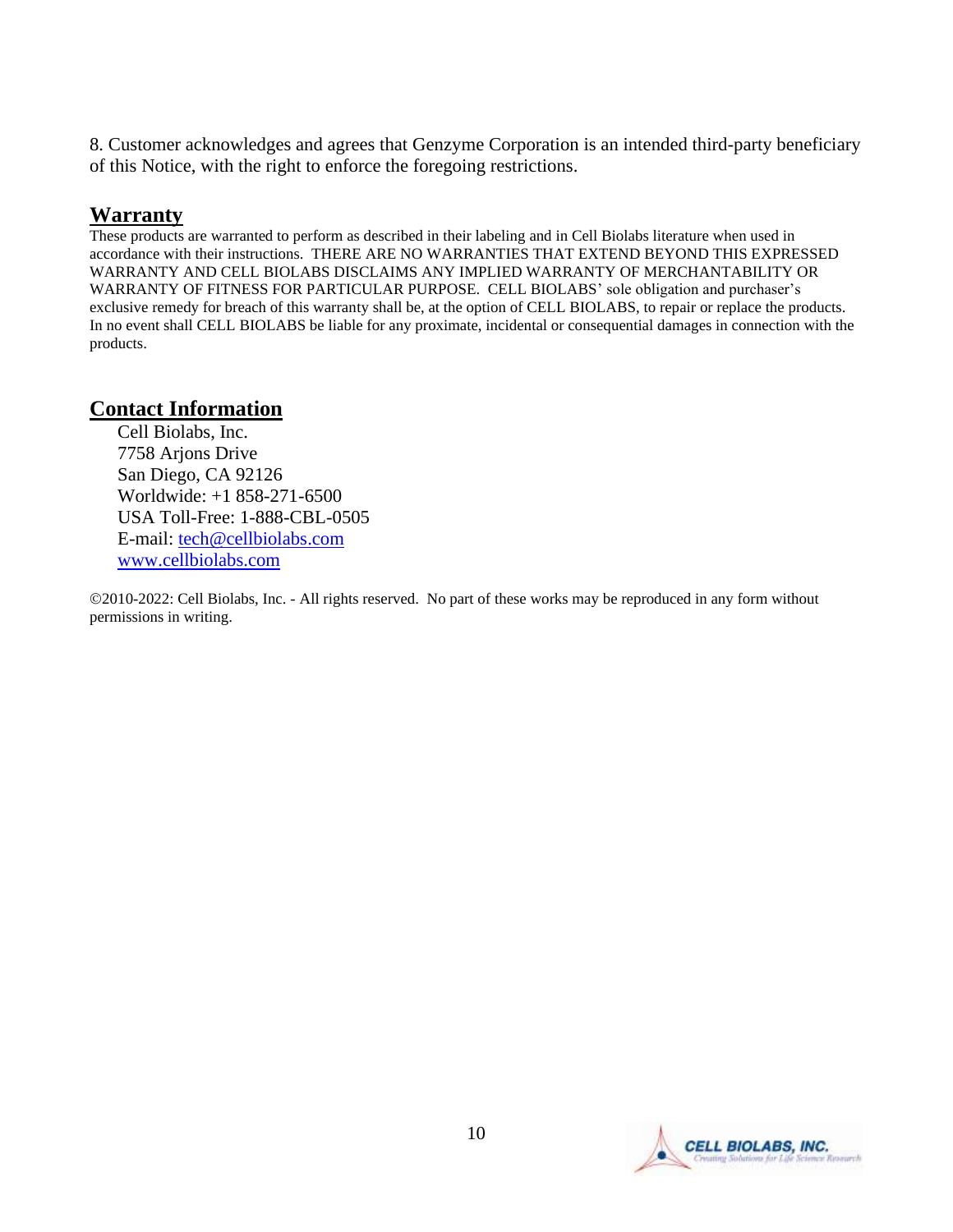8. Customer acknowledges and agrees that Genzyme Corporation is an intended third-party beneficiary of this Notice, with the right to enforce the foregoing restrictions.

## Warranty

These products are warranted to perform as described in their labeling and in Cell Biolabs literature when used in accordance with their instructions. THERE ARE NO WARRANTIES THAT EXTEND BEYOND THIS EXPRESSED WARRANTY AND CELL BIOLABS DISCLAIMS ANY IMPLIED WARRANTY OF MERCHANTABILITY OR WARRANTY OF FITNESS FOR PARTICULAR PURPOSE. CELL BIOLABS' sole obligation and purchaser's exclusive remedy for breach of this warranty shall be, at the option of CELL BIOLABS, to repair or replace the products. In no event shall CELL BIOLABS be liable for any proximate, incidental or consequential damages in connection with the products.

## Contact Information

Cell Biolabs, Inc.
7758 Arjons Drive
San Diego, CA 92126
Worldwide: +1 858-271-6500
USA Toll-Free: 1-888-CBL-0505
E-mail: tech@cellbiolabs.com
www.cellbiolabs.com

©2010-2022: Cell Biolabs, Inc. - All rights reserved. No part of these works may be reproduced in any form without permissions in writing.